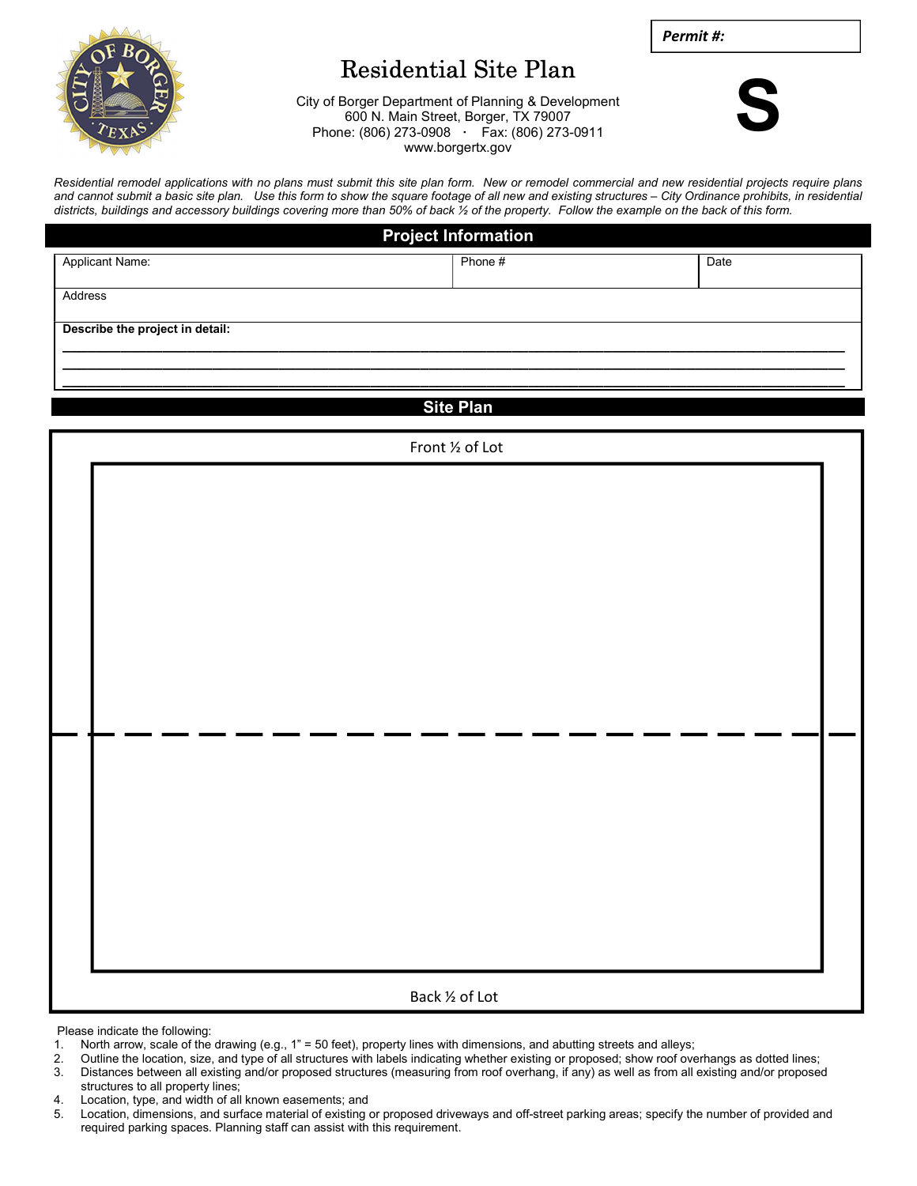**Permit #:**

# Residential Site Plan

City of Borger Department of Planning & Development
600 N. Main Street, Borger, TX 79007
Phone: (806) 273-0908 · Fax: (806) 273-0911
www.borgertx.gov

**S**

*Residential remodel applications with no plans must submit this site plan form. New or remodel commercial and new residential projects require plans and cannot submit a basic site plan. Use this form to show the square footage of all new and existing structures – City Ordinance prohibits, in residential districts, buildings and accessory buildings covering more than 50% of back ½ of the property. Follow the example on the back of this form.*

## Project Information

| Applicant Name: | Phone # | Date |
|---|---|---|
| Address | | |

**Describe the project in detail:**

______________________________________________________________________________

______________________________________________________________________________

______________________________________________________________________________

## Site Plan

Front ½ of Lot

Back ½ of Lot

Please indicate the following:

1. North arrow, scale of the drawing (e.g., 1" = 50 feet), property lines with dimensions, and abutting streets and alleys;
2. Outline the location, size, and type of all structures with labels indicating whether existing or proposed; show roof overhangs as dotted lines;
3. Distances between all existing and/or proposed structures (measuring from roof overhang, if any) as well as from all existing and/or proposed structures to all property lines;
4. Location, type, and width of all known easements; and
5. Location, dimensions, and surface material of existing or proposed driveways and off-street parking areas; specify the number of provided and required parking spaces. Planning staff can assist with this requirement.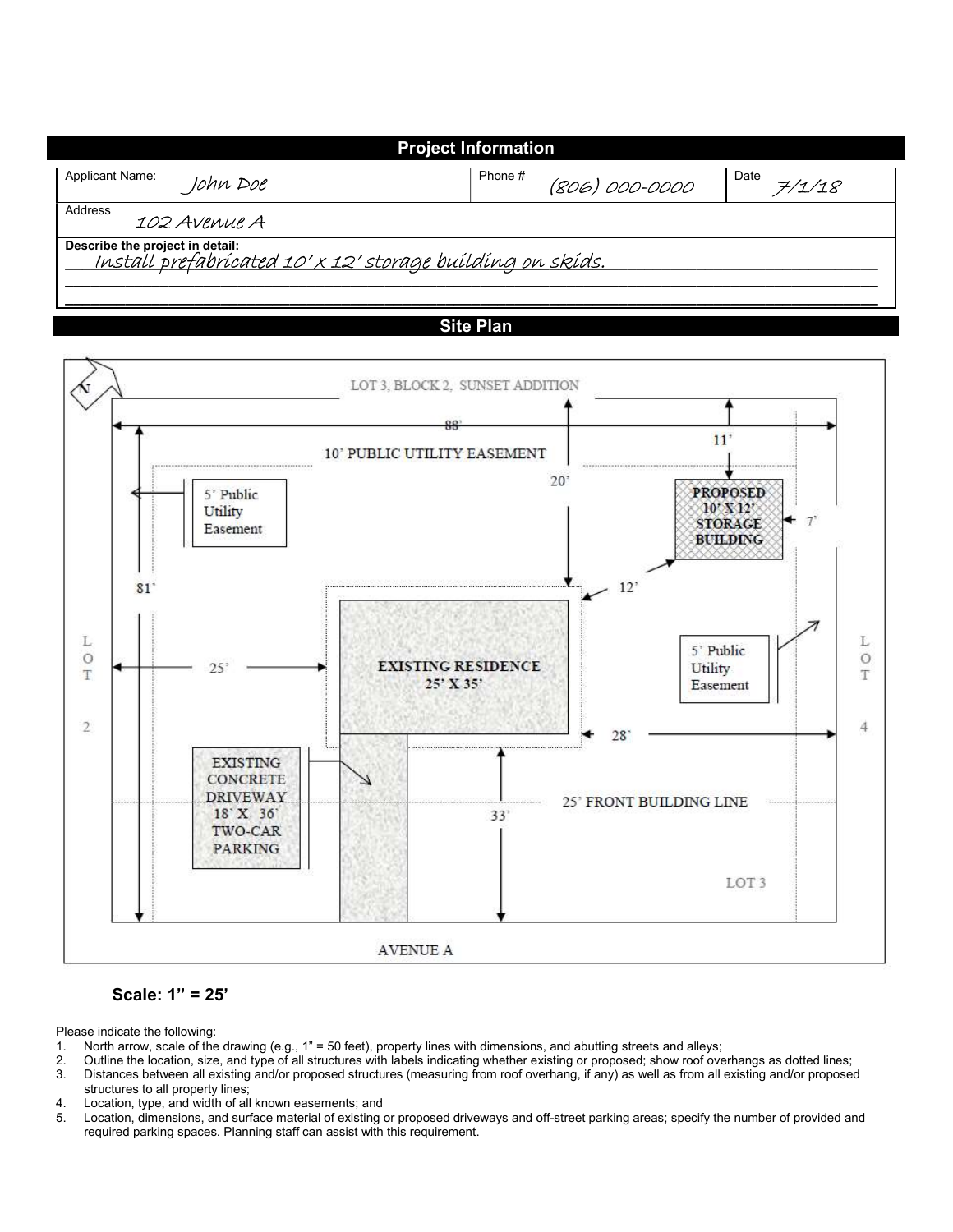## Project Information

| | | |
|---|---|---|
| Applicant Name: John Doe | Phone # (806) 000-0000 | Date 7/1/18 |
| Address 102 Avenue A | | |

**Describe the project in detail:**
Install prefabricated 10' x 12' storage building on skids.

## Site Plan

N

LOT 3, BLOCK 2, SUNSET ADDITION

88'

11'

10' PUBLIC UTILITY EASEMENT

20'

5' Public Utility Easement

PROPOSED 10' X 12' STORAGE BUILDING

7'

12'

81'

LOT 2

25'

EXISTING RESIDENCE 25' X 35'

5' Public Utility Easement

LOT 4

28'

EXISTING CONCRETE DRIVEWAY 18' X 36' TWO-CAR PARKING

33'

25' FRONT BUILDING LINE

LOT 3

AVENUE A

**Scale: 1" = 25'**

Please indicate the following:

1. North arrow, scale of the drawing (e.g., 1" = 50 feet), property lines with dimensions, and abutting streets and alleys;
2. Outline the location, size, and type of all structures with labels indicating whether existing or proposed; show roof overhangs as dotted lines;
3. Distances between all existing and/or proposed structures (measuring from roof overhang, if any) as well as from all existing and/or proposed structures to all property lines;
4. Location, type, and width of all known easements; and
5. Location, dimensions, and surface material of existing or proposed driveways and off-street parking areas; specify the number of provided and required parking spaces. Planning staff can assist with this requirement.